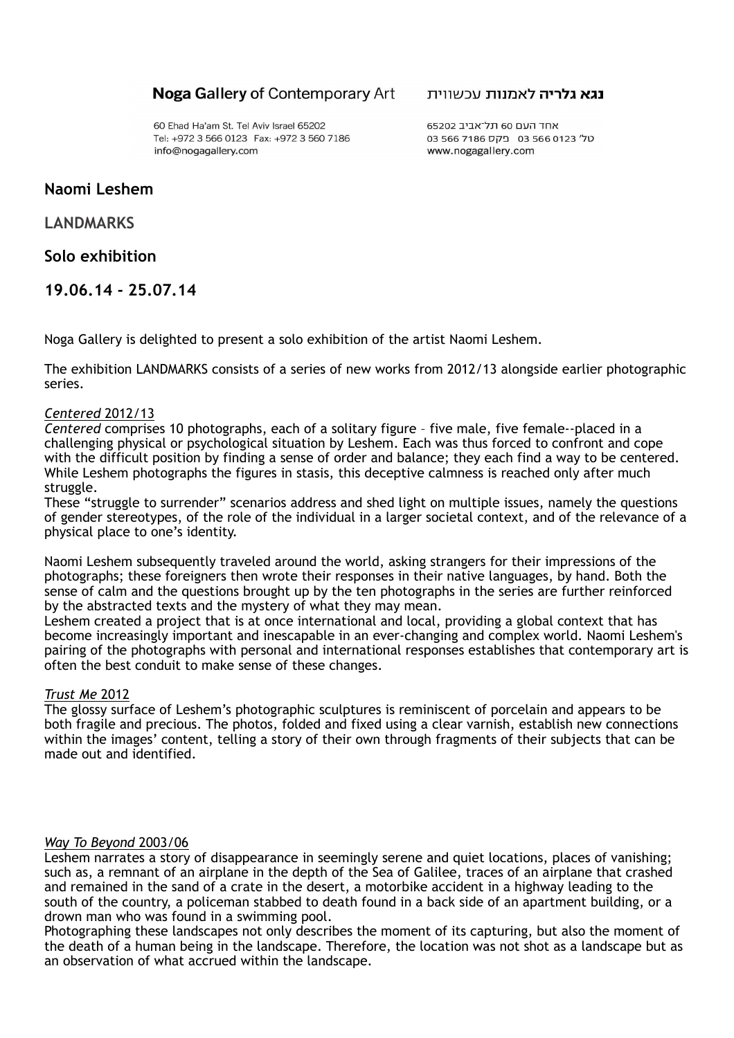**Noga Gallery** of Contemporary Art

60 Ehad Ha'am St. Tel Aviv Israel 65202
Tel: +972 3 566 0123 Fax: +972 3 560 7186
info@nogagallery.com

**נגא גלריה** לאמנות עכשווית

אחד העם 60 תל־אביב 65202
טל' 03 566 0123 פקס 03 566 7186
www.nogagallery.com

## Naomi Leshem

## LANDMARKS

## Solo exhibition

## 19.06.14 - 25.07.14

Noga Gallery is delighted to present a solo exhibition of the artist Naomi Leshem.

The exhibition LANDMARKS consists of a series of new works from 2012/13 alongside earlier photographic series.

*Centered* 2012/13

*Centered* comprises 10 photographs, each of a solitary figure – five male, five female--placed in a challenging physical or psychological situation by Leshem. Each was thus forced to confront and cope with the difficult position by finding a sense of order and balance; they each find a way to be centered. While Leshem photographs the figures in stasis, this deceptive calmness is reached only after much struggle.
These "struggle to surrender" scenarios address and shed light on multiple issues, namely the questions of gender stereotypes, of the role of the individual in a larger societal context, and of the relevance of a physical place to one's identity.

Naomi Leshem subsequently traveled around the world, asking strangers for their impressions of the photographs; these foreigners then wrote their responses in their native languages, by hand. Both the sense of calm and the questions brought up by the ten photographs in the series are further reinforced by the abstracted texts and the mystery of what they may mean.
Leshem created a project that is at once international and local, providing a global context that has become increasingly important and inescapable in an ever-changing and complex world. Naomi Leshem's pairing of the photographs with personal and international responses establishes that contemporary art is often the best conduit to make sense of these changes.

*Trust Me* 2012

The glossy surface of Leshem's photographic sculptures is reminiscent of porcelain and appears to be both fragile and precious. The photos, folded and fixed using a clear varnish, establish new connections within the images' content, telling a story of their own through fragments of their subjects that can be made out and identified.

*Way To Beyond* 2003/06

Leshem narrates a story of disappearance in seemingly serene and quiet locations, places of vanishing; such as, a remnant of an airplane in the depth of the Sea of Galilee, traces of an airplane that crashed and remained in the sand of a crate in the desert, a motorbike accident in a highway leading to the south of the country, a policeman stabbed to death found in a back side of an apartment building, or a drown man who was found in a swimming pool.
Photographing these landscapes not only describes the moment of its capturing, but also the moment of the death of a human being in the landscape. Therefore, the location was not shot as a landscape but as an observation of what accrued within the landscape.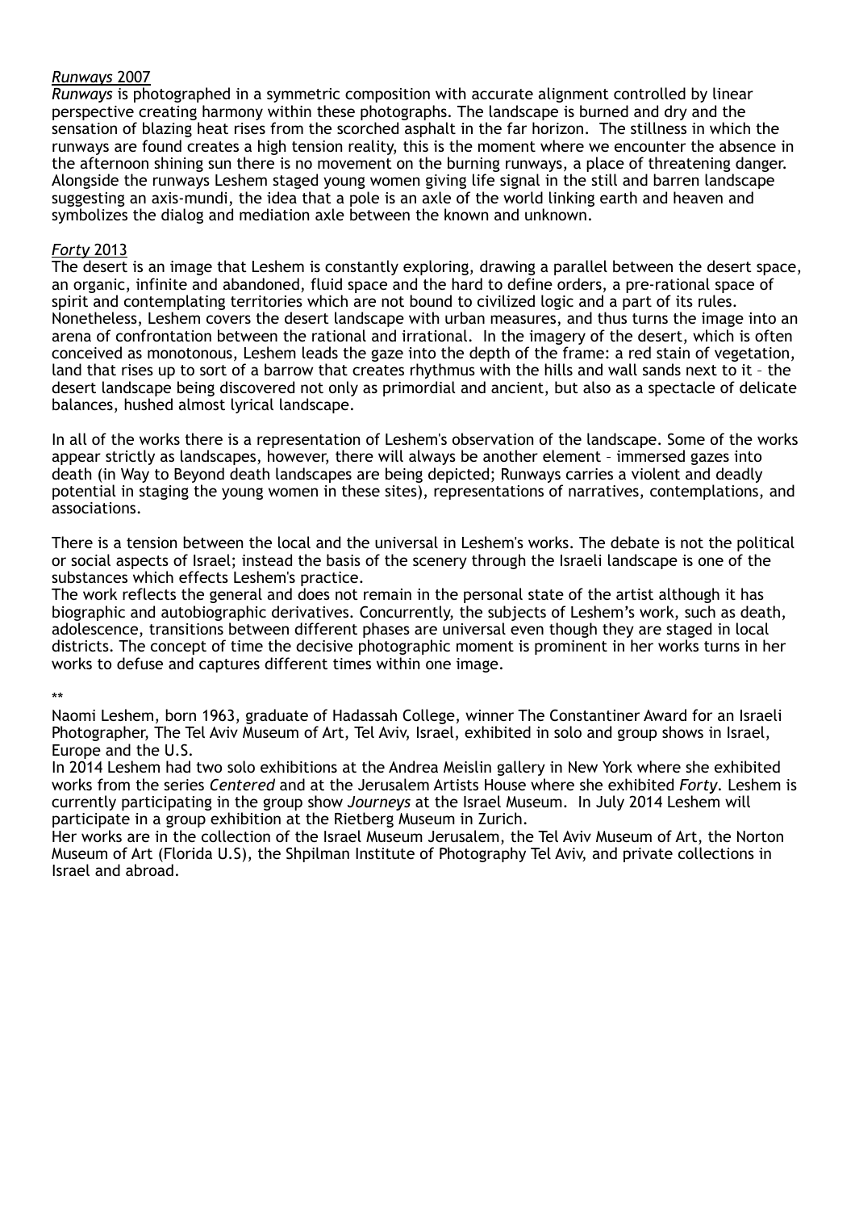*Runways* 2007

*Runways* is photographed in a symmetric composition with accurate alignment controlled by linear perspective creating harmony within these photographs. The landscape is burned and dry and the sensation of blazing heat rises from the scorched asphalt in the far horizon. The stillness in which the runways are found creates a high tension reality, this is the moment where we encounter the absence in the afternoon shining sun there is no movement on the burning runways, a place of threatening danger. Alongside the runways Leshem staged young women giving life signal in the still and barren landscape suggesting an axis-mundi, the idea that a pole is an axle of the world linking earth and heaven and symbolizes the dialog and mediation axle between the known and unknown.

*Forty* 2013

The desert is an image that Leshem is constantly exploring, drawing a parallel between the desert space, an organic, infinite and abandoned, fluid space and the hard to define orders, a pre-rational space of spirit and contemplating territories which are not bound to civilized logic and a part of its rules. Nonetheless, Leshem covers the desert landscape with urban measures, and thus turns the image into an arena of confrontation between the rational and irrational. In the imagery of the desert, which is often conceived as monotonous, Leshem leads the gaze into the depth of the frame: a red stain of vegetation, land that rises up to sort of a barrow that creates rhythmus with the hills and wall sands next to it – the desert landscape being discovered not only as primordial and ancient, but also as a spectacle of delicate balances, hushed almost lyrical landscape.

In all of the works there is a representation of Leshem's observation of the landscape. Some of the works appear strictly as landscapes, however, there will always be another element – immersed gazes into death (in Way to Beyond death landscapes are being depicted; Runways carries a violent and deadly potential in staging the young women in these sites), representations of narratives, contemplations, and associations.

There is a tension between the local and the universal in Leshem's works. The debate is not the political or social aspects of Israel; instead the basis of the scenery through the Israeli landscape is one of the substances which effects Leshem's practice.
The work reflects the general and does not remain in the personal state of the artist although it has biographic and autobiographic derivatives. Concurrently, the subjects of Leshem's work, such as death, adolescence, transitions between different phases are universal even though they are staged in local districts. The concept of time the decisive photographic moment is prominent in her works turns in her works to defuse and captures different times within one image.

**

Naomi Leshem, born 1963, graduate of Hadassah College, winner The Constantiner Award for an Israeli Photographer, The Tel Aviv Museum of Art, Tel Aviv, Israel, exhibited in solo and group shows in Israel, Europe and the U.S.
In 2014 Leshem had two solo exhibitions at the Andrea Meislin gallery in New York where she exhibited works from the series *Centered* and at the Jerusalem Artists House where she exhibited *Forty*. Leshem is currently participating in the group show *Journeys* at the Israel Museum. In July 2014 Leshem will participate in a group exhibition at the Rietberg Museum in Zurich.
Her works are in the collection of the Israel Museum Jerusalem, the Tel Aviv Museum of Art, the Norton Museum of Art (Florida U.S), the Shpilman Institute of Photography Tel Aviv, and private collections in Israel and abroad.